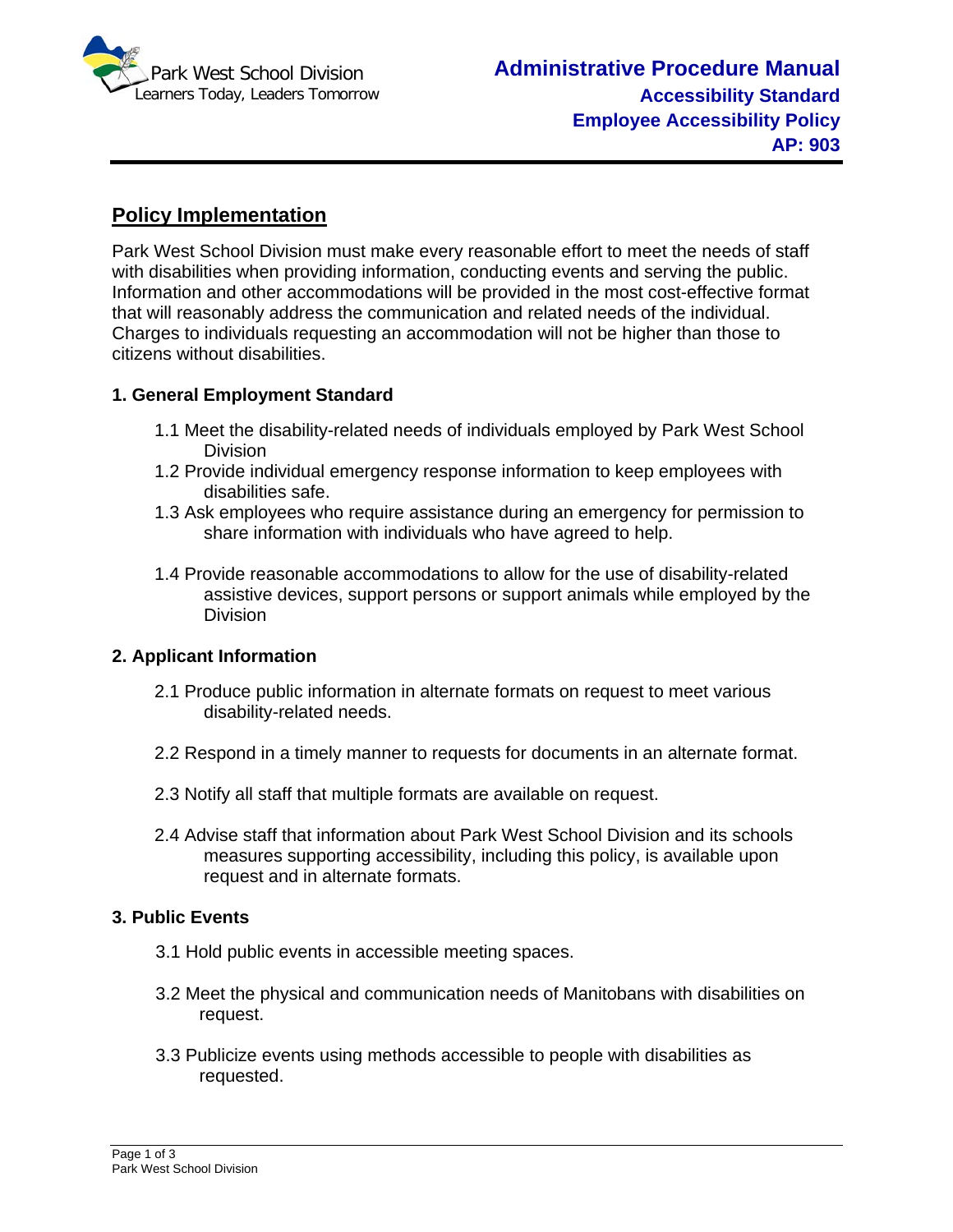Park West School Division
Learners Today, Leaders Tomorrow

# Administrative Procedure Manual
## Accessibility Standard
## Employee Accessibility Policy
## AP: 903

## Policy Implementation

Park West School Division must make every reasonable effort to meet the needs of staff with disabilities when providing information, conducting events and serving the public. Information and other accommodations will be provided in the most cost-effective format that will reasonably address the communication and related needs of the individual. Charges to individuals requesting an accommodation will not be higher than those to citizens without disabilities.

### 1. General Employment Standard

1.1 Meet the disability-related needs of individuals employed by Park West School Division

1.2 Provide individual emergency response information to keep employees with disabilities safe.

1.3 Ask employees who require assistance during an emergency for permission to share information with individuals who have agreed to help.

1.4 Provide reasonable accommodations to allow for the use of disability-related assistive devices, support persons or support animals while employed by the Division

### 2. Applicant Information

2.1 Produce public information in alternate formats on request to meet various disability-related needs.

2.2 Respond in a timely manner to requests for documents in an alternate format.

2.3 Notify all staff that multiple formats are available on request.

2.4 Advise staff that information about Park West School Division and its schools measures supporting accessibility, including this policy, is available upon request and in alternate formats.

### 3. Public Events

3.1 Hold public events in accessible meeting spaces.

3.2 Meet the physical and communication needs of Manitobans with disabilities on request.

3.3 Publicize events using methods accessible to people with disabilities as requested.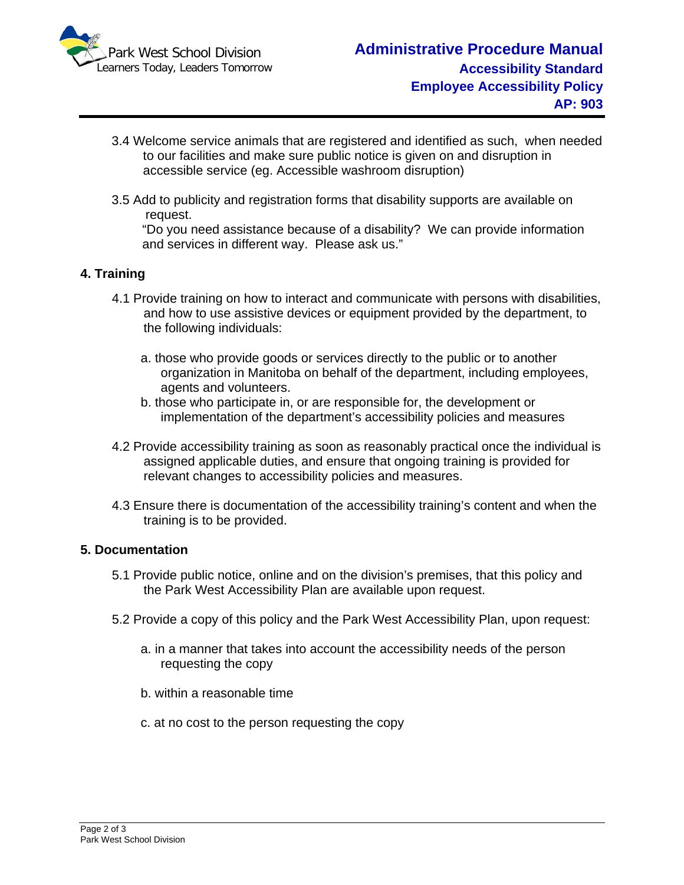3.4 Welcome service animals that are registered and identified as such, when needed to our facilities and make sure public notice is given on and disruption in accessible service (eg. Accessible washroom disruption)

3.5 Add to publicity and registration forms that disability supports are available on request.
"Do you need assistance because of a disability? We can provide information and services in different way. Please ask us."

**4. Training**

4.1 Provide training on how to interact and communicate with persons with disabilities, and how to use assistive devices or equipment provided by the department, to the following individuals:

a. those who provide goods or services directly to the public or to another organization in Manitoba on behalf of the department, including employees, agents and volunteers.
b. those who participate in, or are responsible for, the development or implementation of the department's accessibility policies and measures

4.2 Provide accessibility training as soon as reasonably practical once the individual is assigned applicable duties, and ensure that ongoing training is provided for relevant changes to accessibility policies and measures.

4.3 Ensure there is documentation of the accessibility training's content and when the training is to be provided.

**5. Documentation**

5.1 Provide public notice, online and on the division's premises, that this policy and the Park West Accessibility Plan are available upon request.

5.2 Provide a copy of this policy and the Park West Accessibility Plan, upon request:

a. in a manner that takes into account the accessibility needs of the person requesting the copy

b. within a reasonable time

c. at no cost to the person requesting the copy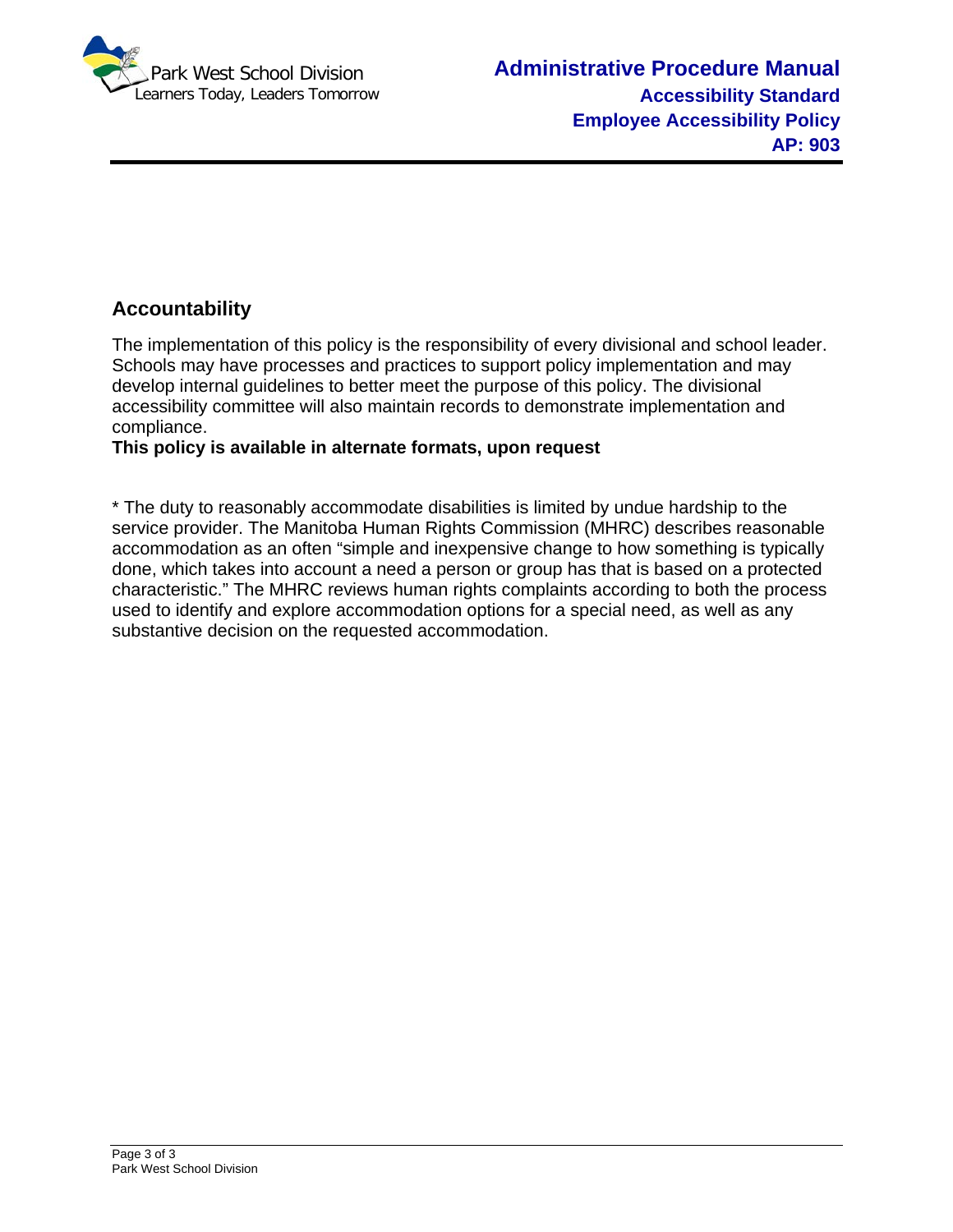## Accountability

The implementation of this policy is the responsibility of every divisional and school leader. Schools may have processes and practices to support policy implementation and may develop internal guidelines to better meet the purpose of this policy. The divisional accessibility committee will also maintain records to demonstrate implementation and compliance.

**This policy is available in alternate formats, upon request**

* The duty to reasonably accommodate disabilities is limited by undue hardship to the service provider. The Manitoba Human Rights Commission (MHRC) describes reasonable accommodation as an often "simple and inexpensive change to how something is typically done, which takes into account a need a person or group has that is based on a protected characteristic." The MHRC reviews human rights complaints according to both the process used to identify and explore accommodation options for a special need, as well as any substantive decision on the requested accommodation.